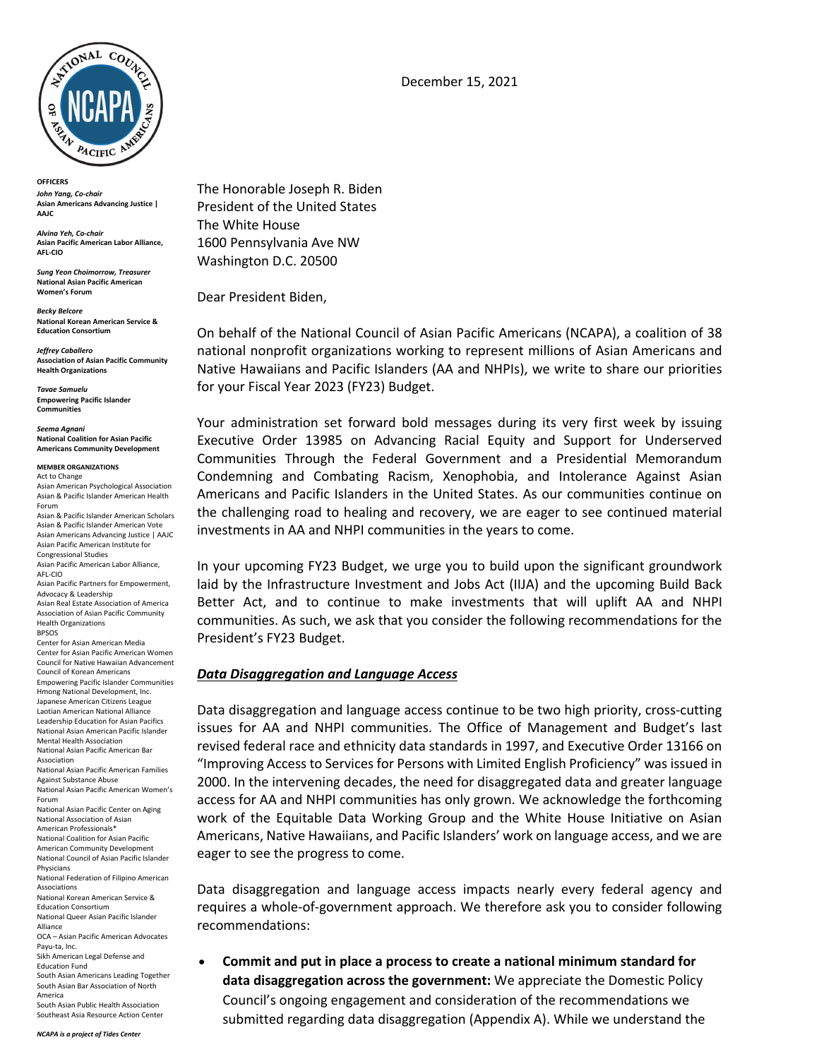December 15, 2021

**OFFICERS**

***John Yang, Co-chair***
**Asian Americans Advancing Justice | AAJC**

***Alvina Yeh, Co-chair***
**Asian Pacific American Labor Alliance, AFL-CIO**

***Sung Yeon Choimorrow, Treasurer***
**National Asian Pacific American Women's Forum**

***Becky Belcore***
**National Korean American Service & Education Consortium**

***Jeffrey Caballero***
**Association of Asian Pacific Community Health Organizations**

***Tavae Samuelu***
**Empowering Pacific Islander Communities**

***Seema Agnani***
**National Coalition for Asian Pacific Americans Community Development**

**MEMBER ORGANIZATIONS**

Act to Change
Asian American Psychological Association
Asian & Pacific Islander American Health Forum
Asian & Pacific Islander American Scholars
Asian & Pacific Islander American Vote
Asian Americans Advancing Justice | AAJC
Asian Pacific American Institute for Congressional Studies
Asian Pacific American Labor Alliance, AFL-CIO
Asian Pacific Partners for Empowerment, Advocacy & Leadership
Asian Real Estate Association of America
Association of Asian Pacific Community Health Organizations
BPSOS
Center for Asian American Media
Center for Asian Pacific American Women
Council for Native Hawaiian Advancement
Council of Korean Americans
Empowering Pacific Islander Communities
Hmong National Development, Inc.
Japanese American Citizens League
Laotian American National Alliance
Leadership Education for Asian Pacifics
National Asian American Pacific Islander Mental Health Association
National Asian Pacific American Bar Association
National Asian Pacific American Families Against Substance Abuse
National Asian Pacific American Women's Forum
National Asian Pacific Center on Aging
National Association of Asian American Professionals*
National Coalition for Asian Pacific American Community Development
National Council of Asian Pacific Islander Physicians
National Federation of Filipino American Associations
National Korean American Service & Education Consortium
National Queer Asian Pacific Islander Alliance
OCA – Asian Pacific American Advocates
Payu-ta, Inc.
Sikh American Legal Defense and Education Fund
South Asian Americans Leading Together
South Asian Bar Association of North America
South Asian Public Health Association
Southeast Asia Resource Action Center

***NCAPA is a project of Tides Center***

The Honorable Joseph R. Biden
President of the United States
The White House
1600 Pennsylvania Ave NW
Washington D.C. 20500

Dear President Biden,

On behalf of the National Council of Asian Pacific Americans (NCAPA), a coalition of 38 national nonprofit organizations working to represent millions of Asian Americans and Native Hawaiians and Pacific Islanders (AA and NHPIs), we write to share our priorities for your Fiscal Year 2023 (FY23) Budget.

Your administration set forward bold messages during its very first week by issuing Executive Order 13985 on Advancing Racial Equity and Support for Underserved Communities Through the Federal Government and a Presidential Memorandum Condemning and Combating Racism, Xenophobia, and Intolerance Against Asian Americans and Pacific Islanders in the United States. As our communities continue on the challenging road to healing and recovery, we are eager to see continued material investments in AA and NHPI communities in the years to come.

In your upcoming FY23 Budget, we urge you to build upon the significant groundwork laid by the Infrastructure Investment and Jobs Act (IIJA) and the upcoming Build Back Better Act, and to continue to make investments that will uplift AA and NHPI communities. As such, we ask that you consider the following recommendations for the President's FY23 Budget.

## ***Data Disaggregation and Language Access***

Data disaggregation and language access continue to be two high priority, cross-cutting issues for AA and NHPI communities. The Office of Management and Budget's last revised federal race and ethnicity data standards in 1997, and Executive Order 13166 on "Improving Access to Services for Persons with Limited English Proficiency" was issued in 2000. In the intervening decades, the need for disaggregated data and greater language access for AA and NHPI communities has only grown. We acknowledge the forthcoming work of the Equitable Data Working Group and the White House Initiative on Asian Americans, Native Hawaiians, and Pacific Islanders' work on language access, and we are eager to see the progress to come.

Data disaggregation and language access impacts nearly every federal agency and requires a whole-of-government approach. We therefore ask you to consider following recommendations:

- **Commit and put in place a process to create a national minimum standard for data disaggregation across the government:** We appreciate the Domestic Policy Council's ongoing engagement and consideration of the recommendations we submitted regarding data disaggregation (Appendix A). While we understand the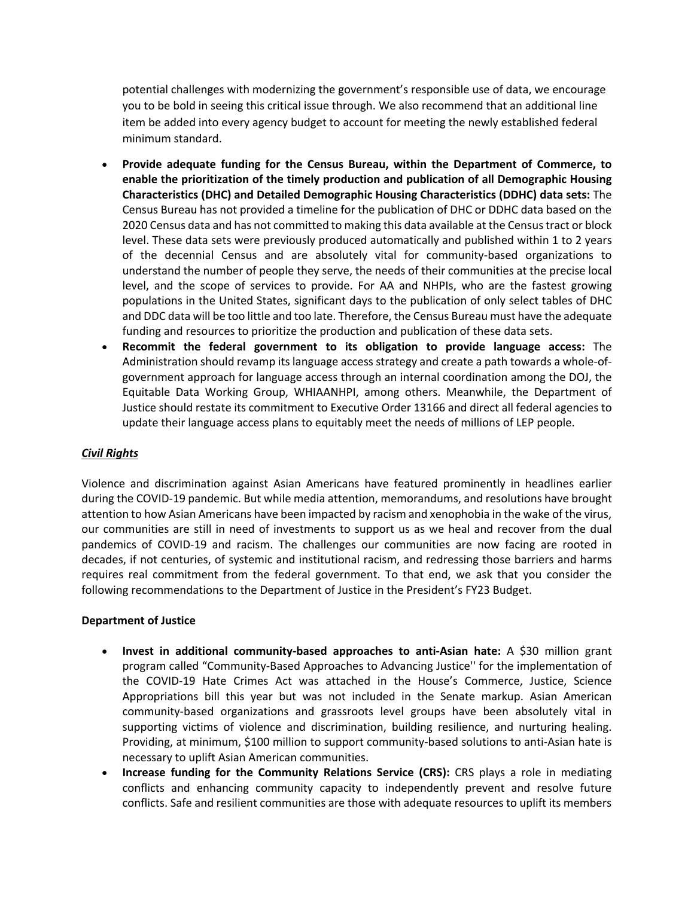potential challenges with modernizing the government's responsible use of data, we encourage you to be bold in seeing this critical issue through. We also recommend that an additional line item be added into every agency budget to account for meeting the newly established federal minimum standard.

- **Provide adequate funding for the Census Bureau, within the Department of Commerce, to enable the prioritization of the timely production and publication of all Demographic Housing Characteristics (DHC) and Detailed Demographic Housing Characteristics (DDHC) data sets:** The Census Bureau has not provided a timeline for the publication of DHC or DDHC data based on the 2020 Census data and has not committed to making this data available at the Census tract or block level. These data sets were previously produced automatically and published within 1 to 2 years of the decennial Census and are absolutely vital for community-based organizations to understand the number of people they serve, the needs of their communities at the precise local level, and the scope of services to provide. For AA and NHPIs, who are the fastest growing populations in the United States, significant days to the publication of only select tables of DHC and DDC data will be too little and too late. Therefore, the Census Bureau must have the adequate funding and resources to prioritize the production and publication of these data sets.
- **Recommit the federal government to its obligation to provide language access:** The Administration should revamp its language access strategy and create a path towards a whole-of-government approach for language access through an internal coordination among the DOJ, the Equitable Data Working Group, WHIAANHPI, among others. Meanwhile, the Department of Justice should restate its commitment to Executive Order 13166 and direct all federal agencies to update their language access plans to equitably meet the needs of millions of LEP people.

***Civil Rights***

Violence and discrimination against Asian Americans have featured prominently in headlines earlier during the COVID-19 pandemic. But while media attention, memorandums, and resolutions have brought attention to how Asian Americans have been impacted by racism and xenophobia in the wake of the virus, our communities are still in need of investments to support us as we heal and recover from the dual pandemics of COVID-19 and racism. The challenges our communities are now facing are rooted in decades, if not centuries, of systemic and institutional racism, and redressing those barriers and harms requires real commitment from the federal government. To that end, we ask that you consider the following recommendations to the Department of Justice in the President's FY23 Budget.

**Department of Justice**

- **Invest in additional community-based approaches to anti-Asian hate:** A $30 million grant program called "Community-Based Approaches to Advancing Justice'' for the implementation of the COVID-19 Hate Crimes Act was attached in the House's Commerce, Justice, Science Appropriations bill this year but was not included in the Senate markup. Asian American community-based organizations and grassroots level groups have been absolutely vital in supporting victims of violence and discrimination, building resilience, and nurturing healing. Providing, at minimum, $100 million to support community-based solutions to anti-Asian hate is necessary to uplift Asian American communities.
- **Increase funding for the Community Relations Service (CRS):** CRS plays a role in mediating conflicts and enhancing community capacity to independently prevent and resolve future conflicts. Safe and resilient communities are those with adequate resources to uplift its members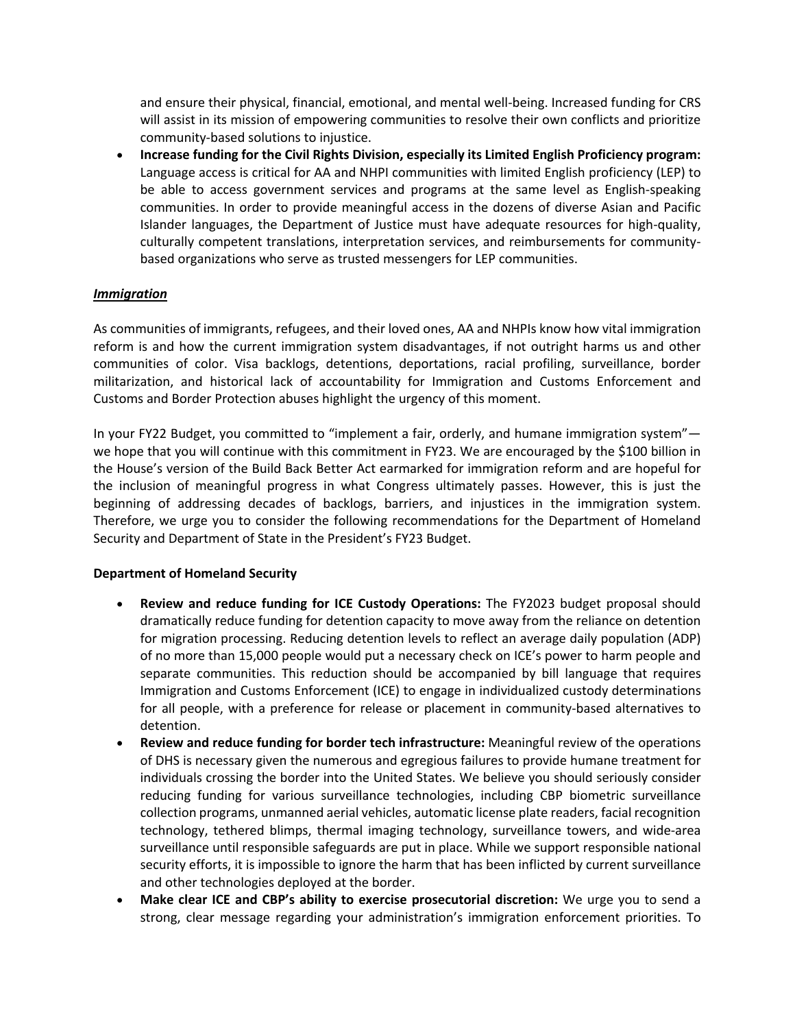and ensure their physical, financial, emotional, and mental well-being. Increased funding for CRS will assist in its mission of empowering communities to resolve their own conflicts and prioritize community-based solutions to injustice.

- **Increase funding for the Civil Rights Division, especially its Limited English Proficiency program:** Language access is critical for AA and NHPI communities with limited English proficiency (LEP) to be able to access government services and programs at the same level as English-speaking communities. In order to provide meaningful access in the dozens of diverse Asian and Pacific Islander languages, the Department of Justice must have adequate resources for high-quality, culturally competent translations, interpretation services, and reimbursements for community-based organizations who serve as trusted messengers for LEP communities.

***Immigration***

As communities of immigrants, refugees, and their loved ones, AA and NHPIs know how vital immigration reform is and how the current immigration system disadvantages, if not outright harms us and other communities of color. Visa backlogs, detentions, deportations, racial profiling, surveillance, border militarization, and historical lack of accountability for Immigration and Customs Enforcement and Customs and Border Protection abuses highlight the urgency of this moment.

In your FY22 Budget, you committed to "implement a fair, orderly, and humane immigration system"—we hope that you will continue with this commitment in FY23. We are encouraged by the $100 billion in the House's version of the Build Back Better Act earmarked for immigration reform and are hopeful for the inclusion of meaningful progress in what Congress ultimately passes. However, this is just the beginning of addressing decades of backlogs, barriers, and injustices in the immigration system. Therefore, we urge you to consider the following recommendations for the Department of Homeland Security and Department of State in the President's FY23 Budget.

**Department of Homeland Security**

- **Review and reduce funding for ICE Custody Operations:** The FY2023 budget proposal should dramatically reduce funding for detention capacity to move away from the reliance on detention for migration processing. Reducing detention levels to reflect an average daily population (ADP) of no more than 15,000 people would put a necessary check on ICE's power to harm people and separate communities. This reduction should be accompanied by bill language that requires Immigration and Customs Enforcement (ICE) to engage in individualized custody determinations for all people, with a preference for release or placement in community-based alternatives to detention.
- **Review and reduce funding for border tech infrastructure:** Meaningful review of the operations of DHS is necessary given the numerous and egregious failures to provide humane treatment for individuals crossing the border into the United States. We believe you should seriously consider reducing funding for various surveillance technologies, including CBP biometric surveillance collection programs, unmanned aerial vehicles, automatic license plate readers, facial recognition technology, tethered blimps, thermal imaging technology, surveillance towers, and wide-area surveillance until responsible safeguards are put in place. While we support responsible national security efforts, it is impossible to ignore the harm that has been inflicted by current surveillance and other technologies deployed at the border.
- **Make clear ICE and CBP's ability to exercise prosecutorial discretion:** We urge you to send a strong, clear message regarding your administration's immigration enforcement priorities. To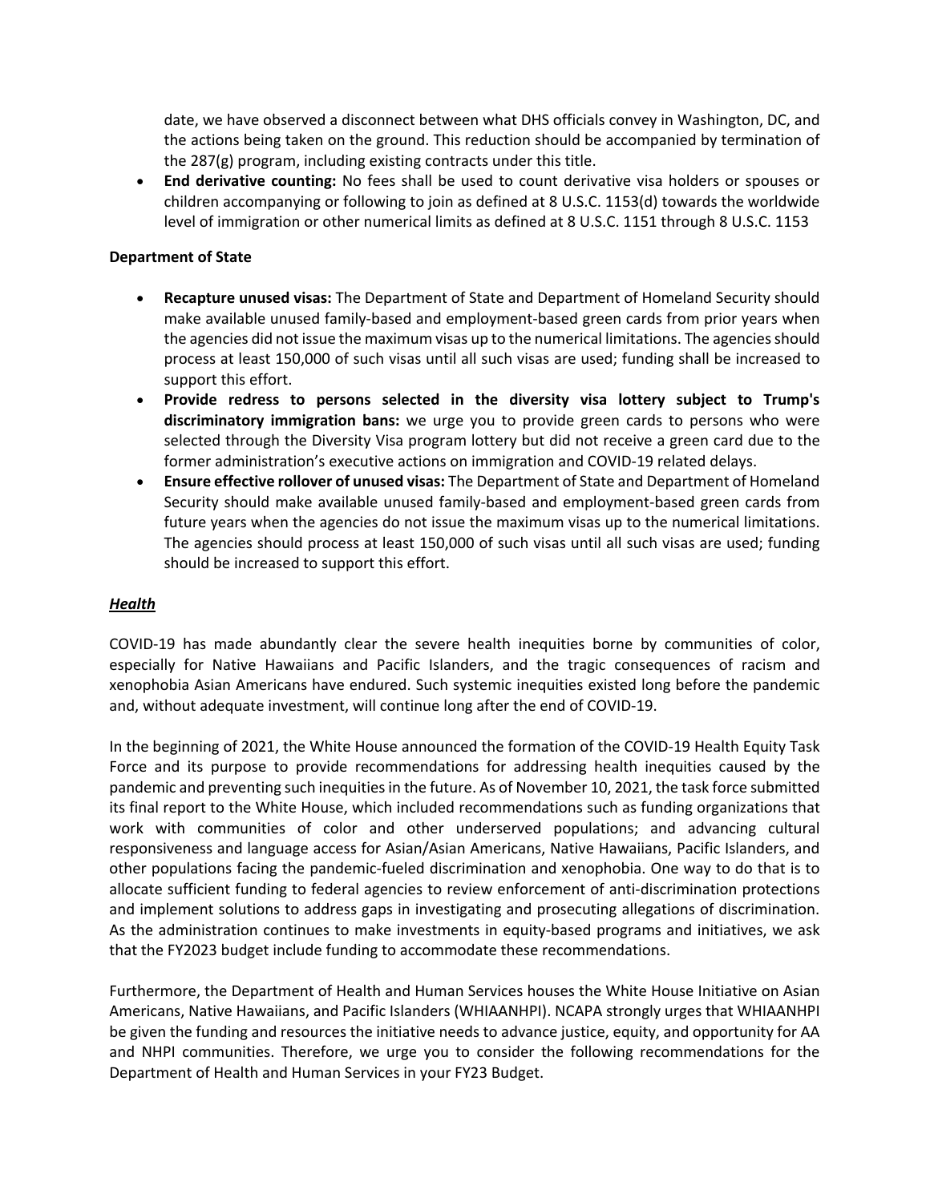date, we have observed a disconnect between what DHS officials convey in Washington, DC, and the actions being taken on the ground. This reduction should be accompanied by termination of the 287(g) program, including existing contracts under this title.

- **End derivative counting:** No fees shall be used to count derivative visa holders or spouses or children accompanying or following to join as defined at 8 U.S.C. 1153(d) towards the worldwide level of immigration or other numerical limits as defined at 8 U.S.C. 1151 through 8 U.S.C. 1153

**Department of State**

- **Recapture unused visas:** The Department of State and Department of Homeland Security should make available unused family-based and employment-based green cards from prior years when the agencies did not issue the maximum visas up to the numerical limitations. The agencies should process at least 150,000 of such visas until all such visas are used; funding shall be increased to support this effort.
- **Provide redress to persons selected in the diversity visa lottery subject to Trump's discriminatory immigration bans:** we urge you to provide green cards to persons who were selected through the Diversity Visa program lottery but did not receive a green card due to the former administration's executive actions on immigration and COVID-19 related delays.
- **Ensure effective rollover of unused visas:** The Department of State and Department of Homeland Security should make available unused family-based and employment-based green cards from future years when the agencies do not issue the maximum visas up to the numerical limitations. The agencies should process at least 150,000 of such visas until all such visas are used; funding should be increased to support this effort.

## ***Health***

COVID-19 has made abundantly clear the severe health inequities borne by communities of color, especially for Native Hawaiians and Pacific Islanders, and the tragic consequences of racism and xenophobia Asian Americans have endured. Such systemic inequities existed long before the pandemic and, without adequate investment, will continue long after the end of COVID-19.

In the beginning of 2021, the White House announced the formation of the COVID-19 Health Equity Task Force and its purpose to provide recommendations for addressing health inequities caused by the pandemic and preventing such inequities in the future. As of November 10, 2021, the task force submitted its final report to the White House, which included recommendations such as funding organizations that work with communities of color and other underserved populations; and advancing cultural responsiveness and language access for Asian/Asian Americans, Native Hawaiians, Pacific Islanders, and other populations facing the pandemic-fueled discrimination and xenophobia. One way to do that is to allocate sufficient funding to federal agencies to review enforcement of anti-discrimination protections and implement solutions to address gaps in investigating and prosecuting allegations of discrimination. As the administration continues to make investments in equity-based programs and initiatives, we ask that the FY2023 budget include funding to accommodate these recommendations.

Furthermore, the Department of Health and Human Services houses the White House Initiative on Asian Americans, Native Hawaiians, and Pacific Islanders (WHIAANHPI). NCAPA strongly urges that WHIAANHPI be given the funding and resources the initiative needs to advance justice, equity, and opportunity for AA and NHPI communities. Therefore, we urge you to consider the following recommendations for the Department of Health and Human Services in your FY23 Budget.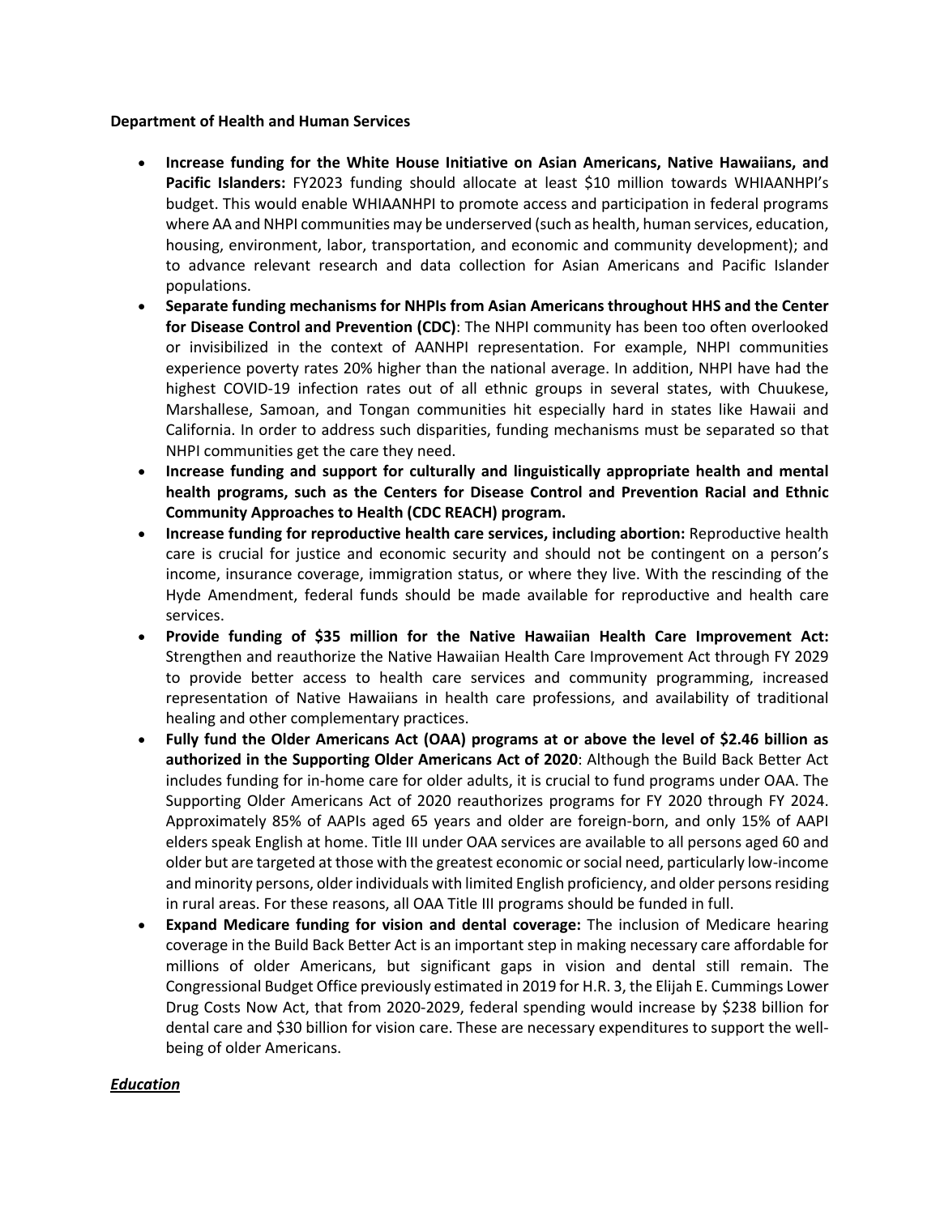**Department of Health and Human Services**

- **Increase funding for the White House Initiative on Asian Americans, Native Hawaiians, and Pacific Islanders:** FY2023 funding should allocate at least $10 million towards WHIAANHPI's budget. This would enable WHIAANHPI to promote access and participation in federal programs where AA and NHPI communities may be underserved (such as health, human services, education, housing, environment, labor, transportation, and economic and community development); and to advance relevant research and data collection for Asian Americans and Pacific Islander populations.
- **Separate funding mechanisms for NHPIs from Asian Americans throughout HHS and the Center for Disease Control and Prevention (CDC)**: The NHPI community has been too often overlooked or invisibilized in the context of AANHPI representation. For example, NHPI communities experience poverty rates 20% higher than the national average. In addition, NHPI have had the highest COVID-19 infection rates out of all ethnic groups in several states, with Chuukese, Marshallese, Samoan, and Tongan communities hit especially hard in states like Hawaii and California. In order to address such disparities, funding mechanisms must be separated so that NHPI communities get the care they need.
- **Increase funding and support for culturally and linguistically appropriate health and mental health programs, such as the Centers for Disease Control and Prevention Racial and Ethnic Community Approaches to Health (CDC REACH) program.**
- **Increase funding for reproductive health care services, including abortion:** Reproductive health care is crucial for justice and economic security and should not be contingent on a person's income, insurance coverage, immigration status, or where they live. With the rescinding of the Hyde Amendment, federal funds should be made available for reproductive and health care services.
- **Provide funding of $35 million for the Native Hawaiian Health Care Improvement Act:** Strengthen and reauthorize the Native Hawaiian Health Care Improvement Act through FY 2029 to provide better access to health care services and community programming, increased representation of Native Hawaiians in health care professions, and availability of traditional healing and other complementary practices.
- **Fully fund the Older Americans Act (OAA) programs at or above the level of $2.46 billion as authorized in the Supporting Older Americans Act of 2020**: Although the Build Back Better Act includes funding for in-home care for older adults, it is crucial to fund programs under OAA. The Supporting Older Americans Act of 2020 reauthorizes programs for FY 2020 through FY 2024. Approximately 85% of AAPIs aged 65 years and older are foreign-born, and only 15% of AAPI elders speak English at home. Title III under OAA services are available to all persons aged 60 and older but are targeted at those with the greatest economic or social need, particularly low-income and minority persons, older individuals with limited English proficiency, and older persons residing in rural areas. For these reasons, all OAA Title III programs should be funded in full.
- **Expand Medicare funding for vision and dental coverage:** The inclusion of Medicare hearing coverage in the Build Back Better Act is an important step in making necessary care affordable for millions of older Americans, but significant gaps in vision and dental still remain. The Congressional Budget Office previously estimated in 2019 for H.R. 3, the Elijah E. Cummings Lower Drug Costs Now Act, that from 2020-2029, federal spending would increase by $238 billion for dental care and $30 billion for vision care. These are necessary expenditures to support the well-being of older Americans.

***Education***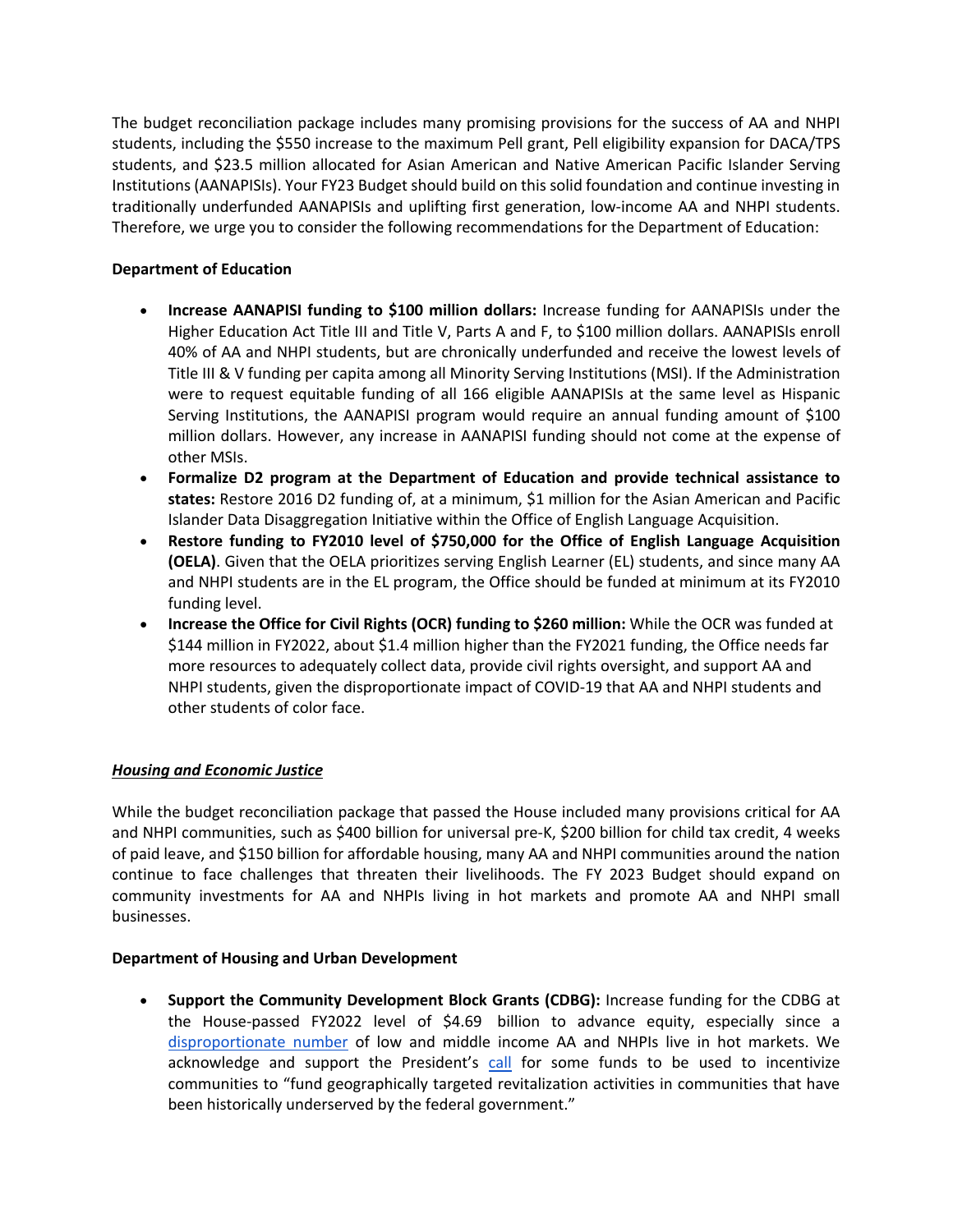The budget reconciliation package includes many promising provisions for the success of AA and NHPI students, including the $550 increase to the maximum Pell grant, Pell eligibility expansion for DACA/TPS students, and $23.5 million allocated for Asian American and Native American Pacific Islander Serving Institutions (AANAPISIs). Your FY23 Budget should build on this solid foundation and continue investing in traditionally underfunded AANAPISIs and uplifting first generation, low-income AA and NHPI students. Therefore, we urge you to consider the following recommendations for the Department of Education:

**Department of Education**

- **Increase AANAPISI funding to $100 million dollars:** Increase funding for AANAPISIs under the Higher Education Act Title III and Title V, Parts A and F, to $100 million dollars. AANAPISIs enroll 40% of AA and NHPI students, but are chronically underfunded and receive the lowest levels of Title III & V funding per capita among all Minority Serving Institutions (MSI). If the Administration were to request equitable funding of all 166 eligible AANAPISIs at the same level as Hispanic Serving Institutions, the AANAPISI program would require an annual funding amount of $100 million dollars. However, any increase in AANAPISI funding should not come at the expense of other MSIs.
- **Formalize D2 program at the Department of Education and provide technical assistance to states:** Restore 2016 D2 funding of, at a minimum, $1 million for the Asian American and Pacific Islander Data Disaggregation Initiative within the Office of English Language Acquisition.
- **Restore funding to FY2010 level of $750,000 for the Office of English Language Acquisition (OELA)**. Given that the OELA prioritizes serving English Learner (EL) students, and since many AA and NHPI students are in the EL program, the Office should be funded at minimum at its FY2010 funding level.
- **Increase the Office for Civil Rights (OCR) funding to $260 million:** While the OCR was funded at $144 million in FY2022, about $1.4 million higher than the FY2021 funding, the Office needs far more resources to adequately collect data, provide civil rights oversight, and support AA and NHPI students, given the disproportionate impact of COVID-19 that AA and NHPI students and other students of color face.

***Housing and Economic Justice***

While the budget reconciliation package that passed the House included many provisions critical for AA and NHPI communities, such as $400 billion for universal pre-K, $200 billion for child tax credit, 4 weeks of paid leave, and $150 billion for affordable housing, many AA and NHPI communities around the nation continue to face challenges that threaten their livelihoods. The FY 2023 Budget should expand on community investments for AA and NHPIs living in hot markets and promote AA and NHPI small businesses.

**Department of Housing and Urban Development**

- **Support the Community Development Block Grants (CDBG):** Increase funding for the CDBG at the House-passed FY2022 level of $4.69 billion to advance equity, especially since a disproportionate number of low and middle income AA and NHPIs live in hot markets. We acknowledge and support the President's call for some funds to be used to incentivize communities to "fund geographically targeted revitalization activities in communities that have been historically underserved by the federal government."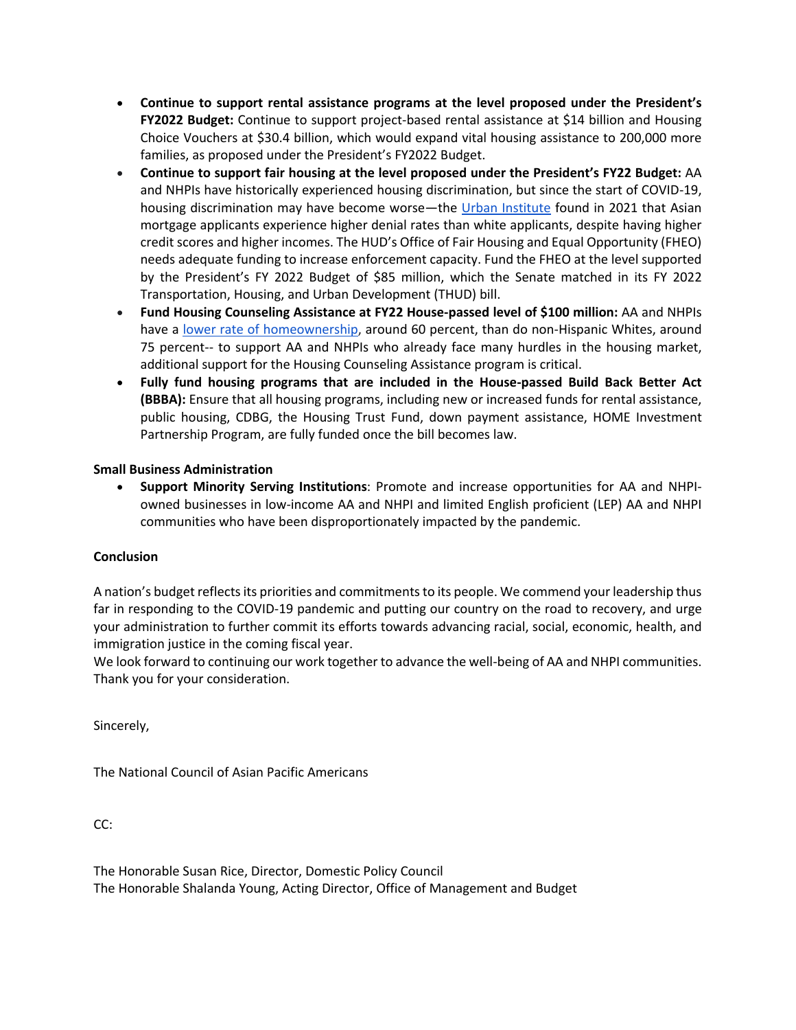- **Continue to support rental assistance programs at the level proposed under the President's FY2022 Budget:** Continue to support project-based rental assistance at $14 billion and Housing Choice Vouchers at $30.4 billion, which would expand vital housing assistance to 200,000 more families, as proposed under the President's FY2022 Budget.
- **Continue to support fair housing at the level proposed under the President's FY22 Budget:** AA and NHPIs have historically experienced housing discrimination, but since the start of COVID-19, housing discrimination may have become worse—the [Urban Institute](#) found in 2021 that Asian mortgage applicants experience higher denial rates than white applicants, despite having higher credit scores and higher incomes. The HUD's Office of Fair Housing and Equal Opportunity (FHEO) needs adequate funding to increase enforcement capacity. Fund the FHEO at the level supported by the President's FY 2022 Budget of $85 million, which the Senate matched in its FY 2022 Transportation, Housing, and Urban Development (THUD) bill.
- **Fund Housing Counseling Assistance at FY22 House-passed level of $100 million:** AA and NHPIs have a [lower rate of homeownership](#), around 60 percent, than do non-Hispanic Whites, around 75 percent-- to support AA and NHPIs who already face many hurdles in the housing market, additional support for the Housing Counseling Assistance program is critical.
- **Fully fund housing programs that are included in the House-passed Build Back Better Act (BBBA):** Ensure that all housing programs, including new or increased funds for rental assistance, public housing, CDBG, the Housing Trust Fund, down payment assistance, HOME Investment Partnership Program, are fully funded once the bill becomes law.

**Small Business Administration**

- **Support Minority Serving Institutions**: Promote and increase opportunities for AA and NHPI-owned businesses in low-income AA and NHPI and limited English proficient (LEP) AA and NHPI communities who have been disproportionately impacted by the pandemic.

**Conclusion**

A nation's budget reflects its priorities and commitments to its people. We commend your leadership thus far in responding to the COVID-19 pandemic and putting our country on the road to recovery, and urge your administration to further commit its efforts towards advancing racial, social, economic, health, and immigration justice in the coming fiscal year.
We look forward to continuing our work together to advance the well-being of AA and NHPI communities. Thank you for your consideration.

Sincerely,

The National Council of Asian Pacific Americans

CC:

The Honorable Susan Rice, Director, Domestic Policy Council
The Honorable Shalanda Young, Acting Director, Office of Management and Budget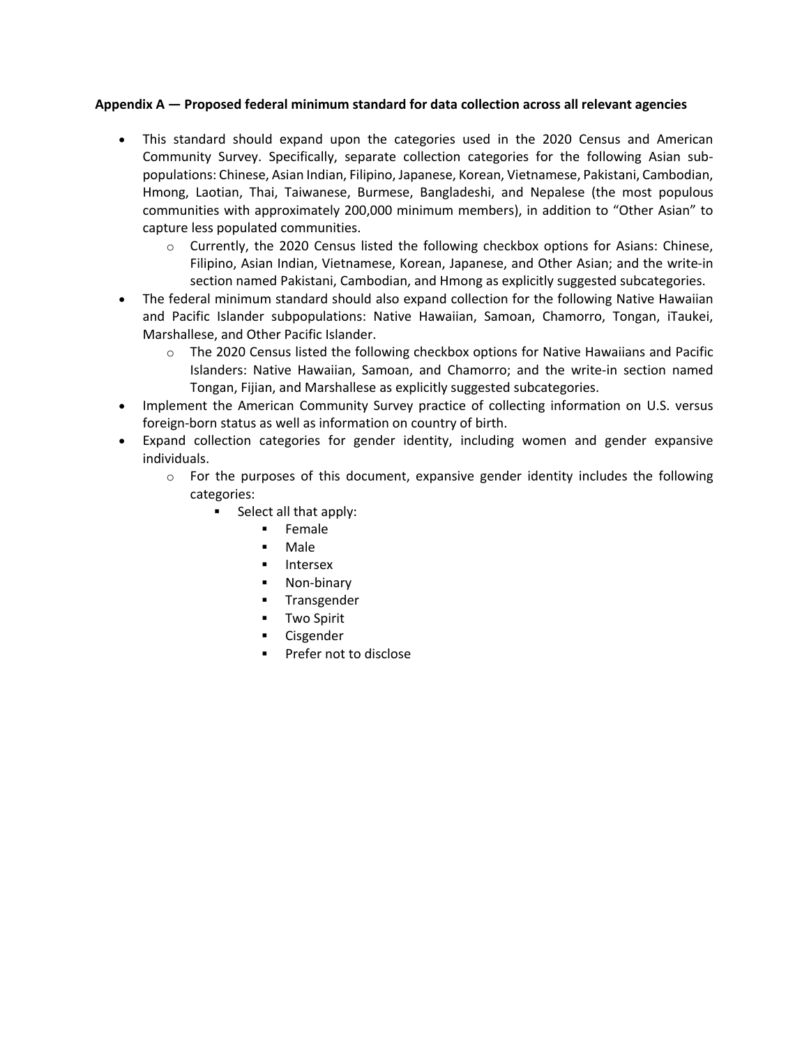**Appendix A — Proposed federal minimum standard for data collection across all relevant agencies**

- This standard should expand upon the categories used in the 2020 Census and American Community Survey. Specifically, separate collection categories for the following Asian sub-populations: Chinese, Asian Indian, Filipino, Japanese, Korean, Vietnamese, Pakistani, Cambodian, Hmong, Laotian, Thai, Taiwanese, Burmese, Bangladeshi, and Nepalese (the most populous communities with approximately 200,000 minimum members), in addition to "Other Asian" to capture less populated communities.
  - Currently, the 2020 Census listed the following checkbox options for Asians: Chinese, Filipino, Asian Indian, Vietnamese, Korean, Japanese, and Other Asian; and the write-in section named Pakistani, Cambodian, and Hmong as explicitly suggested subcategories.
- The federal minimum standard should also expand collection for the following Native Hawaiian and Pacific Islander subpopulations: Native Hawaiian, Samoan, Chamorro, Tongan, iTaukei, Marshallese, and Other Pacific Islander.
  - The 2020 Census listed the following checkbox options for Native Hawaiians and Pacific Islanders: Native Hawaiian, Samoan, and Chamorro; and the write-in section named Tongan, Fijian, and Marshallese as explicitly suggested subcategories.
- Implement the American Community Survey practice of collecting information on U.S. versus foreign-born status as well as information on country of birth.
- Expand collection categories for gender identity, including women and gender expansive individuals.
  - For the purposes of this document, expansive gender identity includes the following categories:
    - Select all that apply:
      - Female
      - Male
      - Intersex
      - Non-binary
      - Transgender
      - Two Spirit
      - Cisgender
      - Prefer not to disclose